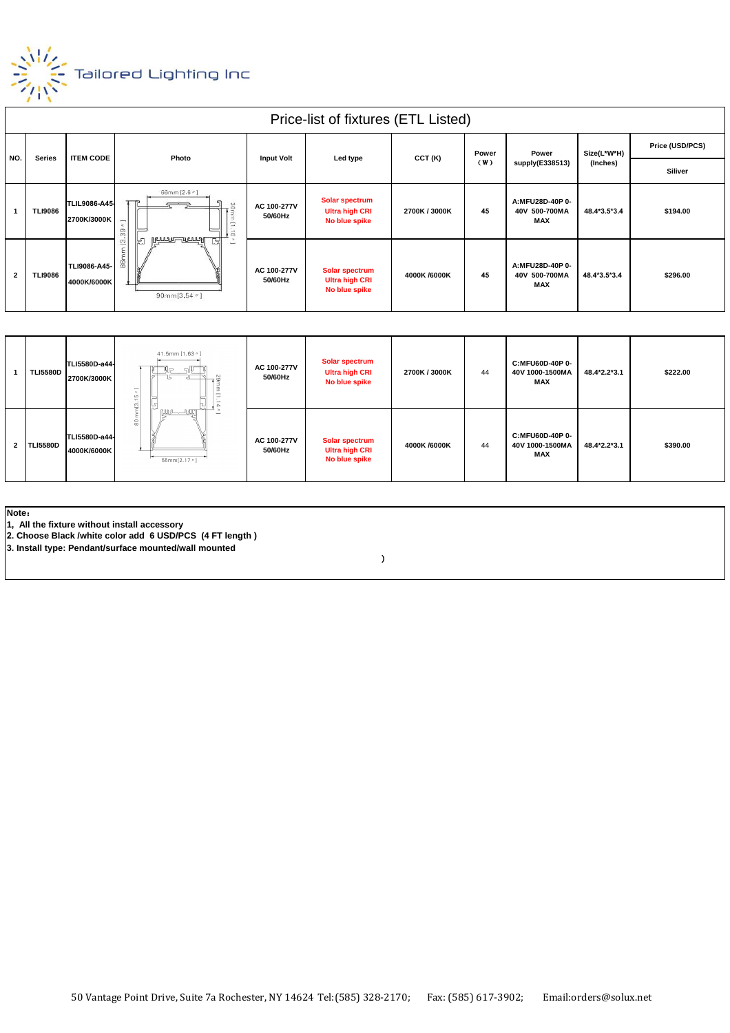Tailored Lighting Inc

## Price-list of fixtures (ETL Listed)

| NO. | Series | ITEM CODE | Photo | Input Volt | Led type | CCT (K) | Power (W) | Power supply(E338513) | Size(L*W*H) (Inches) | Price (USD/PCS) |
|---|---|---|---|---|---|---|---|---|---|---|
| | | | | | | | | | | Siliver |
| 1 | TLI9086 | TLIL9086-A45-2700K/3000K | 66mm [2.6"] 30mm [1.18"] 86mm [3.39"] 90mm [3.54"] | AC 100-277V 50/60Hz | Solar spectrum Ultra high CRI No blue spike | 2700K / 3000K | 45 | A:MFU28D-40P 0-40V 500-700MA MAX | 48.4*3.5*3.4 | $194.00 |
| 2 | TLI9086 | TLI9086-A45-4000K/6000K | | AC 100-277V 50/60Hz | Solar spectrum Ultra high CRI No blue spike | 4000K /6000K | 45 | A:MFU28D-40P 0-40V 500-700MA MAX | 48.4*3.5*3.4 | $296.00 |

| NO. | Series | ITEM CODE | Photo | Input Volt | Led type | CCT (K) | Power (W) | Power supply(E338513) | Size(L*W*H) (Inches) | Price (USD/PCS) |
|---|---|---|---|---|---|---|---|---|---|---|
| 1 | TLI5580D | TLI5580D-a44-2700K/3000K | 41.5mm [1.63"] 29mm [1.14"] 80mm [3.15"] 55mm [2.17"] | AC 100-277V 50/60Hz | Solar spectrum Ultra high CRI No blue spike | 2700K / 3000K | 44 | C:MFU60D-40P 0-40V 1000-1500MA MAX | 48.4*2.2*3.1 | $222.00 |
| 2 | TLI5580D | TLI5580D-a44-4000K/6000K | | AC 100-277V 50/60Hz | Solar spectrum Ultra high CRI No blue spike | 4000K /6000K | 44 | C:MFU60D-40P 0-40V 1000-1500MA MAX | 48.4*2.2*3.1 | $390.00 |

**Note：**

1, All the fixture without install accessory

2. Choose Black /white color add 6 USD/PCS (4 FT length )

3. Install type: Pendant/surface mounted/wall mounted

)

50 Vantage Point Drive, Suite 7a Rochester, NY 14624 Tel:(585) 328-2170; Fax: (585) 617-3902; Email:orders@solux.net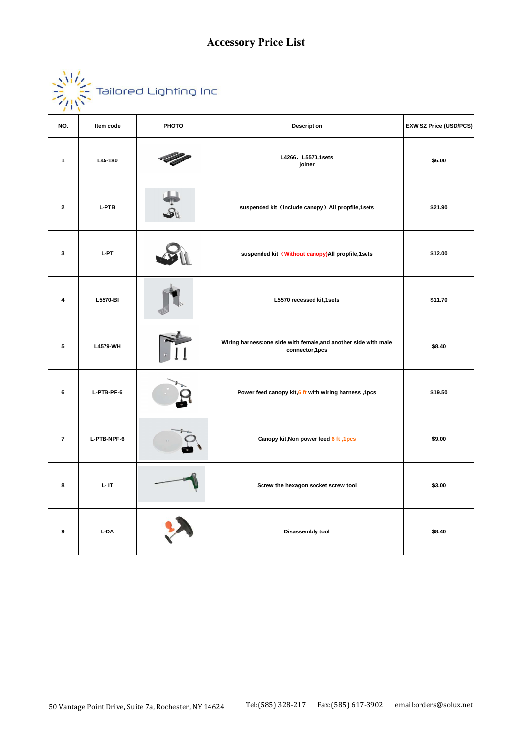# Accessory Price List

Tailored Lighting Inc

| NO. | Item code | PHOTO | Description | EXW SZ Price (USD/PCS) |
|---|---|---|---|---|
| 1 | L45-180 | | L4266，L5570,1sets joiner | $6.00 |
| 2 | L-PTB | | suspended kit（include canopy）All propfile,1sets | $21.90 |
| 3 | L-PT | | suspended kit（Without canopy)All propfile,1sets | $12.00 |
| 4 | L5570-BI | | L5570 recessed kit,1sets | $11.70 |
| 5 | L4579-WH | | Wiring harness:one side with female,and another side with male connector,1pcs | $8.40 |
| 6 | L-PTB-PF-6 | | Power feed canopy kit,6 ft with wiring harness ,1pcs | $19.50 |
| 7 | L-PTB-NPF-6 | | Canopy kit,Non power feed 6 ft ,1pcs | $9.00 |
| 8 | L- IT | | Screw the hexagon socket screw tool | $3.00 |
| 9 | L-DA | | Disassembly tool | $8.40 |

50 Vantage Point Drive, Suite 7a, Rochester, NY 14624 Tel:(585) 328-217 Fax:(585) 617-3902 email:orders@solux.net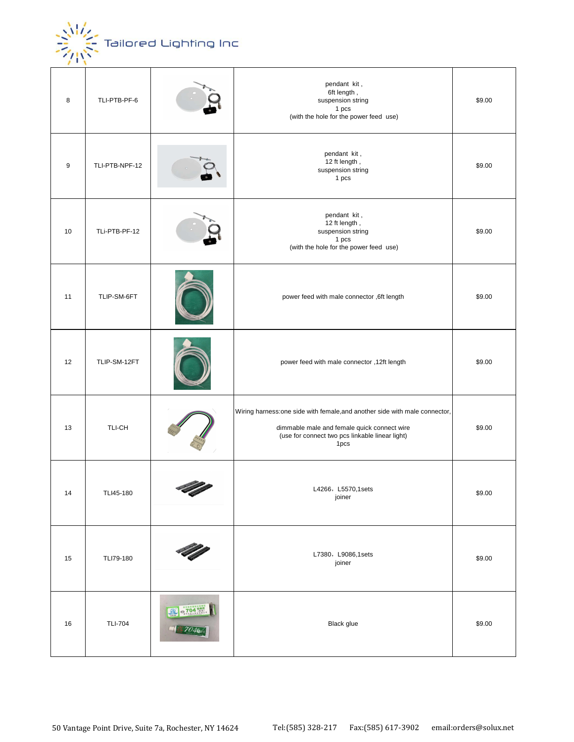# Tailored Lighting Inc

| | | | | |
|---|---|---|---|---|
| 8 | TLI-PTB-PF-6 | | pendant kit , 6ft length , suspension string 1 pcs (with the hole for the power feed use) | $9.00 |
| 9 | TLI-PTB-NPF-12 | | pendant kit , 12 ft length , suspension string 1 pcs | $9.00 |
| 10 | TLi-PTB-PF-12 | | pendant kit , 12 ft length , suspension string 1 pcs (with the hole for the power feed use) | $9.00 |
| 11 | TLIP-SM-6FT | | power feed with male connector ,6ft length | $9.00 |
| 12 | TLIP-SM-12FT | | power feed with male connector ,12ft length | $9.00 |
| 13 | TLI-CH | | Wiring harness:one side with female,and another side with male connector, dimmable male and female quick connect wire (use for connect two pcs linkable linear light) 1pcs | $9.00 |
| 14 | TLI45-180 | | L4266，L5570,1sets joiner | $9.00 |
| 15 | TLI79-180 | | L7380，L9086,1sets joiner | $9.00 |
| 16 | TLI-704 | | Black glue | $9.00 |

50 Vantage Point Drive, Suite 7a, Rochester, NY 14624 Tel:(585) 328-217 Fax:(585) 617-3902 email:orders@solux.net